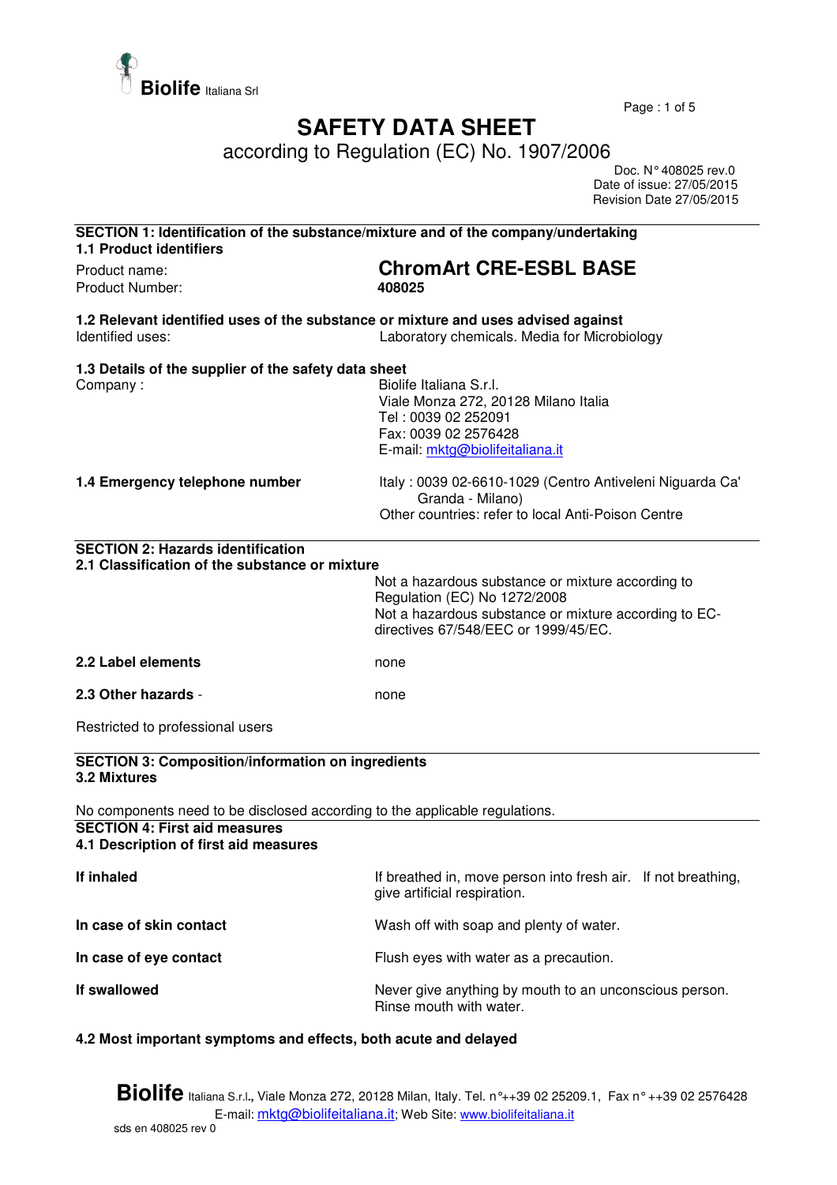**Biolife** Italiana Srl

# SAFETY DATA SHEET

according to Regulation (EC) No. 1907/2006

Doc. N° 408025 rev.0
Date of issue: 27/05/2015
Revision Date 27/05/2015

## SECTION 1: Identification of the substance/mixture and of the company/undertaking

### 1.1 Product identifiers

| | |
|---|---|
| Product name: | **ChromArt CRE-ESBL BASE** |
| Product Number: | **408025** |

### 1.2 Relevant identified uses of the substance or mixture and uses advised against

| | |
|---|---|
| Identified uses: | Laboratory chemicals. Media for Microbiology |

### 1.3 Details of the supplier of the safety data sheet

| | |
|---|---|
| Company : | Biolife Italiana S.r.l.<br>Viale Monza 272, 20128 Milano Italia<br>Tel : 0039 02 252091<br>Fax: 0039 02 2576428<br>E-mail: mktg@biolifeitaliana.it |

| | |
|---|---|
| **1.4 Emergency telephone number** | Italy : 0039 02-6610-1029 (Centro Antiveleni Niguarda Ca' Granda - Milano)<br>Other countries: refer to local Anti-Poison Centre |

## SECTION 2: Hazards identification

### 2.1 Classification of the substance or mixture

Not a hazardous substance or mixture according to Regulation (EC) No 1272/2008
Not a hazardous substance or mixture according to EC-directives 67/548/EEC or 1999/45/EC.

| | |
|---|---|
| **2.2 Label elements** | none |
| **2.3 Other hazards** - | none |

Restricted to professional users

## SECTION 3: Composition/information on ingredients

### 3.2 Mixtures

No components need to be disclosed according to the applicable regulations.

## SECTION 4: First aid measures

### 4.1 Description of first aid measures

| | |
|---|---|
| **If inhaled** | If breathed in, move person into fresh air. If not breathing, give artificial respiration. |
| **In case of skin contact** | Wash off with soap and plenty of water. |
| **In case of eye contact** | Flush eyes with water as a precaution. |
| **If swallowed** | Never give anything by mouth to an unconscious person. Rinse mouth with water. |

### 4.2 Most important symptoms and effects, both acute and delayed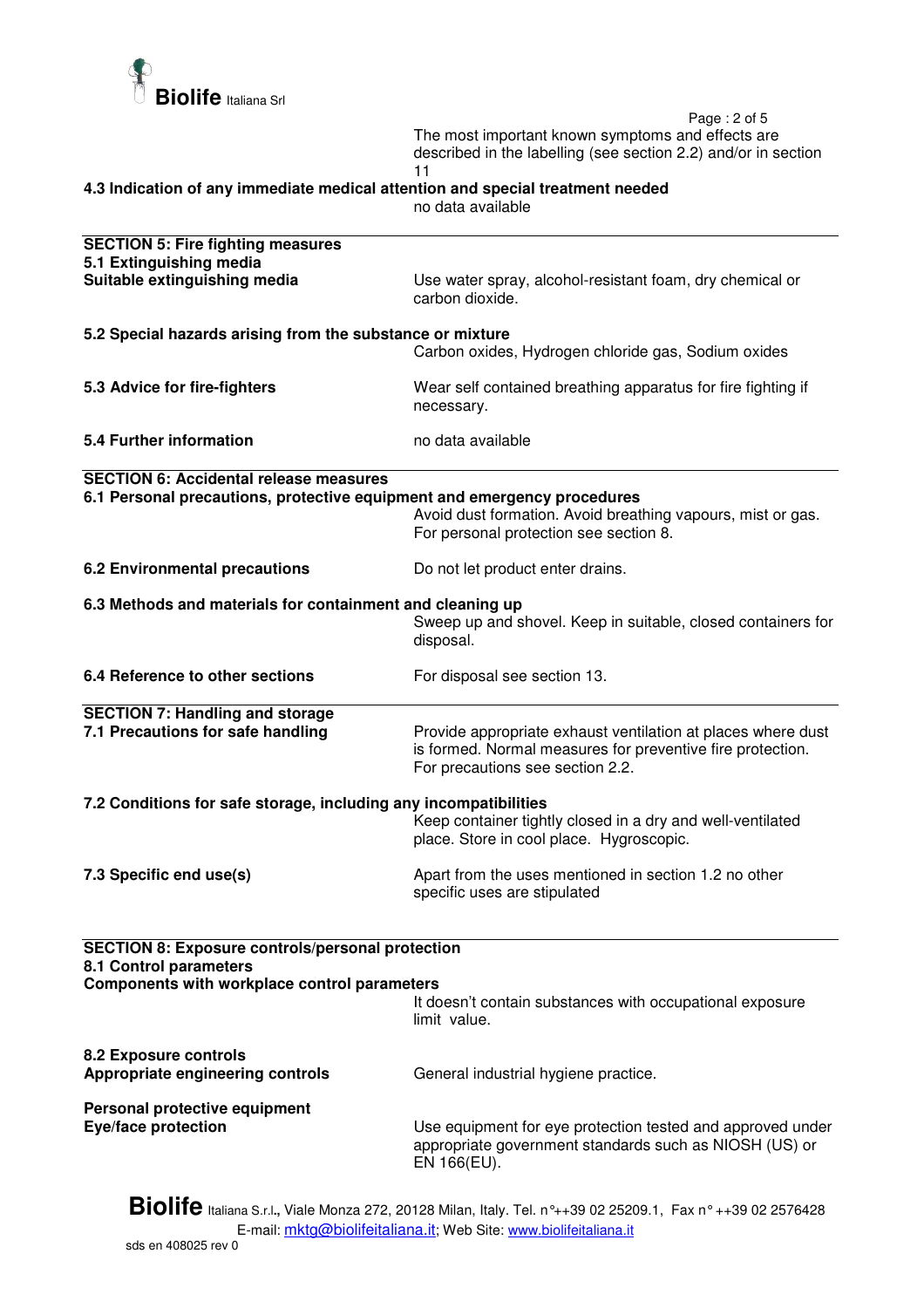The most important known symptoms and effects are described in the labelling (see section 2.2) and/or in section 11

**4.3 Indication of any immediate medical attention and special treatment needed**

no data available

## SECTION 5: Fire fighting measures

**5.1 Extinguishing media**

**Suitable extinguishing media** — Use water spray, alcohol-resistant foam, dry chemical or carbon dioxide.

**5.2 Special hazards arising from the substance or mixture**

Carbon oxides, Hydrogen chloride gas, Sodium oxides

**5.3 Advice for fire-fighters** — Wear self contained breathing apparatus for fire fighting if necessary.

**5.4 Further information** — no data available

## SECTION 6: Accidental release measures

**6.1 Personal precautions, protective equipment and emergency procedures**

Avoid dust formation. Avoid breathing vapours, mist or gas. For personal protection see section 8.

**6.2 Environmental precautions** — Do not let product enter drains.

**6.3 Methods and materials for containment and cleaning up**

Sweep up and shovel. Keep in suitable, closed containers for disposal.

**6.4 Reference to other sections** — For disposal see section 13.

## SECTION 7: Handling and storage

**7.1 Precautions for safe handling** — Provide appropriate exhaust ventilation at places where dust is formed. Normal measures for preventive fire protection. For precautions see section 2.2.

**7.2 Conditions for safe storage, including any incompatibilities**

Keep container tightly closed in a dry and well-ventilated place. Store in cool place. Hygroscopic.

**7.3 Specific end use(s)** — Apart from the uses mentioned in section 1.2 no other specific uses are stipulated

## SECTION 8: Exposure controls/personal protection

**8.1 Control parameters**

**Components with workplace control parameters**

It doesn't contain substances with occupational exposure limit value.

**8.2 Exposure controls**

**Appropriate engineering controls** — General industrial hygiene practice.

**Personal protective equipment**

**Eye/face protection** — Use equipment for eye protection tested and approved under appropriate government standards such as NIOSH (US) or EN 166(EU).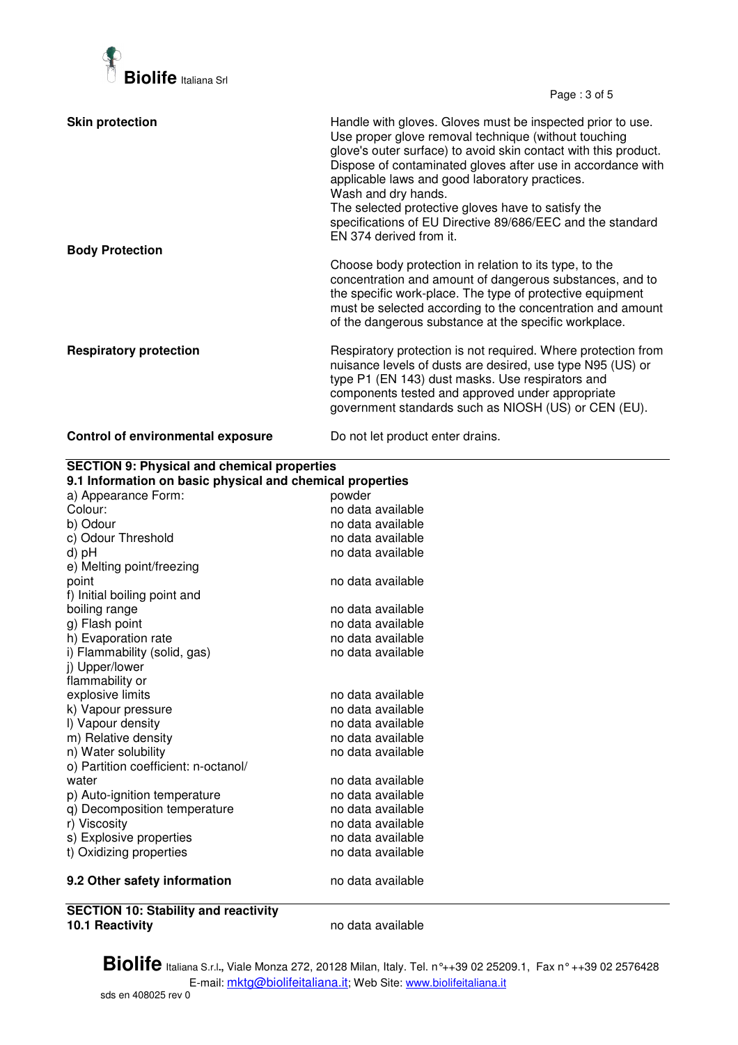**Skin protection**

Handle with gloves. Gloves must be inspected prior to use. Use proper glove removal technique (without touching glove's outer surface) to avoid skin contact with this product. Dispose of contaminated gloves after use in accordance with applicable laws and good laboratory practices.
Wash and dry hands.
The selected protective gloves have to satisfy the specifications of EU Directive 89/686/EEC and the standard EN 374 derived from it.

**Body Protection**

Choose body protection in relation to its type, to the concentration and amount of dangerous substances, and to the specific work-place. The type of protective equipment must be selected according to the concentration and amount of the dangerous substance at the specific workplace.

**Respiratory protection**

Respiratory protection is not required. Where protection from nuisance levels of dusts are desired, use type N95 (US) or type P1 (EN 143) dust masks. Use respirators and components tested and approved under appropriate government standards such as NIOSH (US) or CEN (EU).

**Control of environmental exposure**

Do not let product enter drains.

## SECTION 9: Physical and chemical properties

### 9.1 Information on basic physical and chemical properties

| Property | Value |
|---|---|
| a) Appearance Form: | powder |
| Colour: | no data available |
| b) Odour | no data available |
| c) Odour Threshold | no data available |
| d) pH | no data available |
| e) Melting point/freezing point | no data available |
| f) Initial boiling point and boiling range | no data available |
| g) Flash point | no data available |
| h) Evaporation rate | no data available |
| i) Flammability (solid, gas) | no data available |
| j) Upper/lower flammability or explosive limits | no data available |
| k) Vapour pressure | no data available |
| l) Vapour density | no data available |
| m) Relative density | no data available |
| n) Water solubility | no data available |
| o) Partition coefficient: n-octanol/ water | no data available |
| p) Auto-ignition temperature | no data available |
| q) Decomposition temperature | no data available |
| r) Viscosity | no data available |
| s) Explosive properties | no data available |
| t) Oxidizing properties | no data available |

**9.2 Other safety information** no data available

## SECTION 10: Stability and reactivity

**10.1 Reactivity** no data available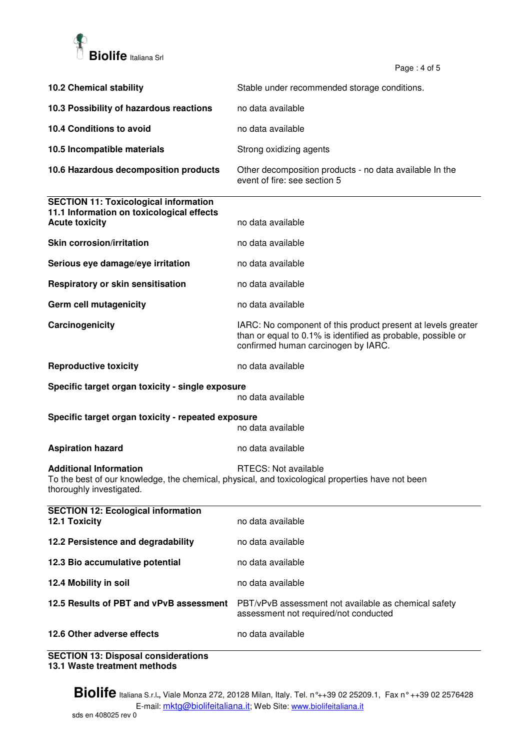| | |
|---|---|
| **10.2 Chemical stability** | Stable under recommended storage conditions. |
| **10.3 Possibility of hazardous reactions** | no data available |
| **10.4 Conditions to avoid** | no data available |
| **10.5 Incompatible materials** | Strong oxidizing agents |
| **10.6 Hazardous decomposition products** | Other decomposition products - no data available In the event of fire: see section 5 |

## SECTION 11: Toxicological information

### 11.1 Information on toxicological effects

| | |
|---|---|
| **Acute toxicity** | no data available |
| **Skin corrosion/irritation** | no data available |
| **Serious eye damage/eye irritation** | no data available |
| **Respiratory or skin sensitisation** | no data available |
| **Germ cell mutagenicity** | no data available |
| **Carcinogenicity** | IARC: No component of this product present at levels greater than or equal to 0.1% is identified as probable, possible or confirmed human carcinogen by IARC. |
| **Reproductive toxicity** | no data available |
| **Specific target organ toxicity - single exposure** | no data available |
| **Specific target organ toxicity - repeated exposure** | no data available |
| **Aspiration hazard** | no data available |
| **Additional Information** | RTECS: Not available |

To the best of our knowledge, the chemical, physical, and toxicological properties have not been thoroughly investigated.

## SECTION 12: Ecological information

| | |
|---|---|
| **12.1 Toxicity** | no data available |
| **12.2 Persistence and degradability** | no data available |
| **12.3 Bio accumulative potential** | no data available |
| **12.4 Mobility in soil** | no data available |
| **12.5 Results of PBT and vPvB assessment** | PBT/vPvB assessment not available as chemical safety assessment not required/not conducted |
| **12.6 Other adverse effects** | no data available |

## SECTION 13: Disposal considerations

### 13.1 Waste treatment methods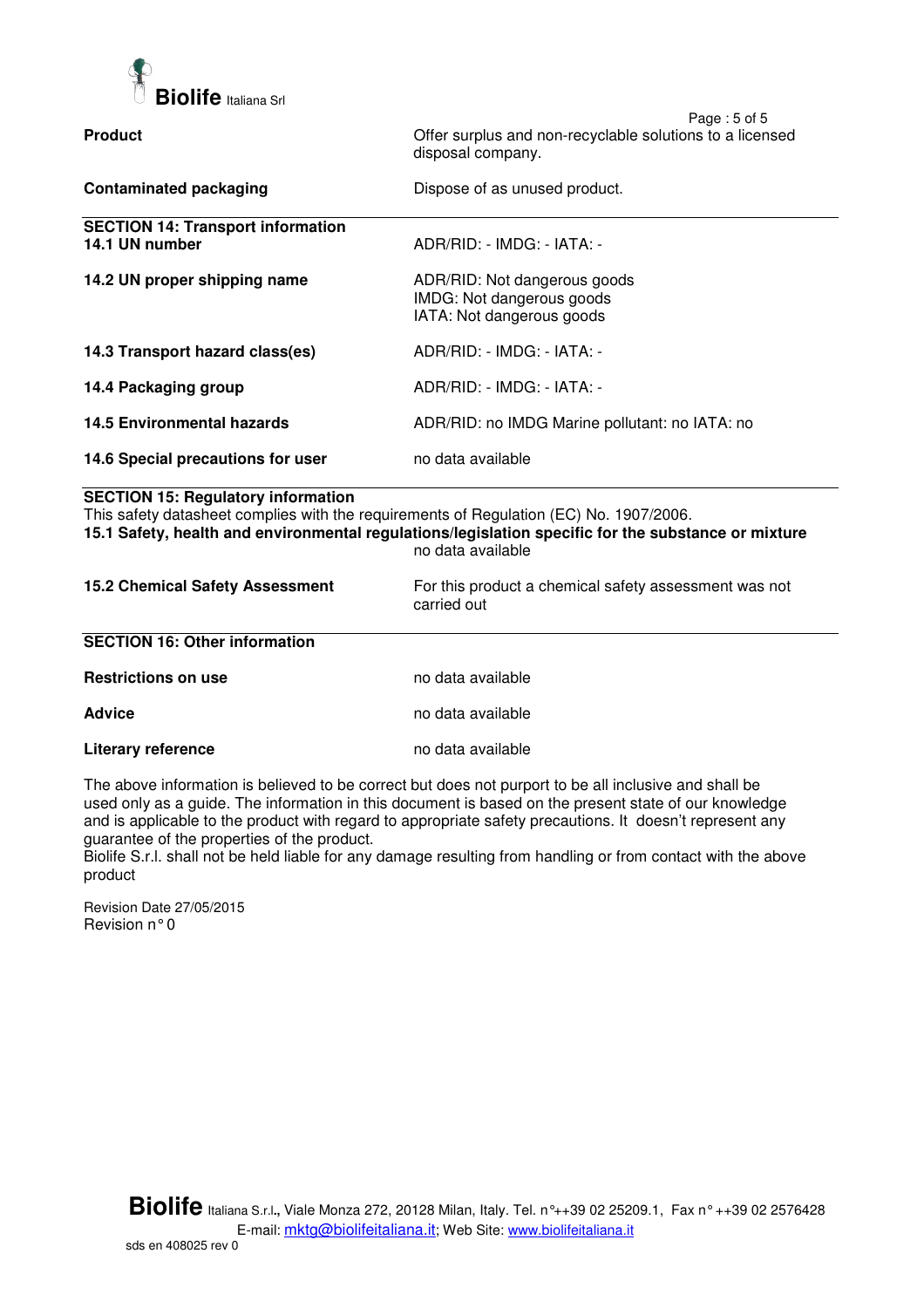| | |
|---|---|
| **Product** | Offer surplus and non-recyclable solutions to a licensed disposal company. |
| **Contaminated packaging** | Dispose of as unused product. |

## SECTION 14: Transport information

| | |
|---|---|
| **14.1 UN number** | ADR/RID: - IMDG: - IATA: - |
| **14.2 UN proper shipping name** | ADR/RID: Not dangerous goods<br>IMDG: Not dangerous goods<br>IATA: Not dangerous goods |
| **14.3 Transport hazard class(es)** | ADR/RID: - IMDG: - IATA: - |
| **14.4 Packaging group** | ADR/RID: - IMDG: - IATA: - |
| **14.5 Environmental hazards** | ADR/RID: no IMDG Marine pollutant: no IATA: no |
| **14.6 Special precautions for user** | no data available |

## SECTION 15: Regulatory information

This safety datasheet complies with the requirements of Regulation (EC) No. 1907/2006.

**15.1 Safety, health and environmental regulations/legislation specific for the substance or mixture**

no data available

| | |
|---|---|
| **15.2 Chemical Safety Assessment** | For this product a chemical safety assessment was not carried out |

## SECTION 16: Other information

| | |
|---|---|
| **Restrictions on use** | no data available |
| **Advice** | no data available |
| **Literary reference** | no data available |

The above information is believed to be correct but does not purport to be all inclusive and shall be used only as a guide. The information in this document is based on the present state of our knowledge and is applicable to the product with regard to appropriate safety precautions. It doesn't represent any guarantee of the properties of the product.
Biolife S.r.l. shall not be held liable for any damage resulting from handling or from contact with the above product

Revision Date 27/05/2015
Revision n° 0